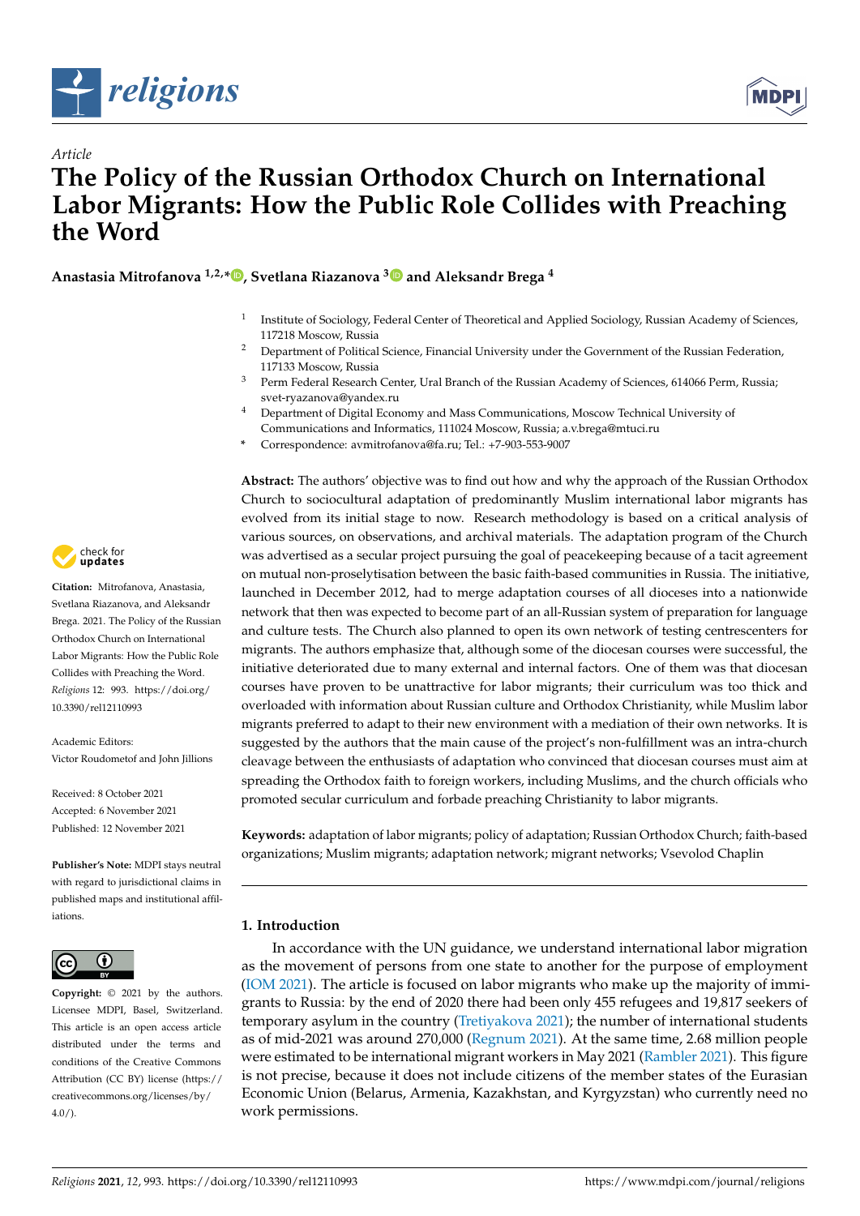*Article*

# The Policy of the Russian Orthodox Church on International Labor Migrants: How the Public Role Collides with Preaching the Word

**Anastasia Mitrofanova [1,2,*], Svetlana Riazanova [3] and Aleksandr Brega [4]**

[1] Institute of Sociology, Federal Center of Theoretical and Applied Sociology, Russian Academy of Sciences, 117218 Moscow, Russia
[2] Department of Political Science, Financial University under the Government of the Russian Federation, 117133 Moscow, Russia
[3] Perm Federal Research Center, Ural Branch of the Russian Academy of Sciences, 614066 Perm, Russia; svet-ryazanova@yandex.ru
[4] Department of Digital Economy and Mass Communications, Moscow Technical University of Communications and Informatics, 111024 Moscow, Russia; a.v.brega@mtuci.ru
\* Correspondence: avmitrofanova@fa.ru; Tel.: +7-903-553-9007

**Abstract:** The authors' objective was to find out how and why the approach of the Russian Orthodox Church to sociocultural adaptation of predominantly Muslim international labor migrants has evolved from its initial stage to now. Research methodology is based on a critical analysis of various sources, on observations, and archival materials. The adaptation program of the Church was advertised as a secular project pursuing the goal of peacekeeping because of a tacit agreement on mutual non-proselytisation between the basic faith-based communities in Russia. The initiative, launched in December 2012, had to merge adaptation courses of all dioceses into a nationwide network that then was expected to become part of an all-Russian system of preparation for language and culture tests. The Church also planned to open its own network of testing centrescenters for migrants. The authors emphasize that, although some of the diocesan courses were successful, the initiative deteriorated due to many external and internal factors. One of them was that diocesan courses have proven to be unattractive for labor migrants; their curriculum was too thick and overloaded with information about Russian culture and Orthodox Christianity, while Muslim labor migrants preferred to adapt to their new environment with a mediation of their own networks. It is suggested by the authors that the main cause of the project's non-fulfillment was an intra-church cleavage between the enthusiasts of adaptation who convinced that diocesan courses must aim at spreading the Orthodox faith to foreign workers, including Muslims, and the church officials who promoted secular curriculum and forbade preaching Christianity to labor migrants.

**Keywords:** adaptation of labor migrants; policy of adaptation; Russian Orthodox Church; faith-based organizations; Muslim migrants; adaptation network; migrant networks; Vsevolod Chaplin

**Citation:** Mitrofanova, Anastasia, Svetlana Riazanova, and Aleksandr Brega. 2021. The Policy of the Russian Orthodox Church on International Labor Migrants: How the Public Role Collides with Preaching the Word. *Religions* 12: 993. https://doi.org/10.3390/rel12110993

Academic Editors: Victor Roudometof and John Jillions

Received: 8 October 2021
Accepted: 6 November 2021
Published: 12 November 2021

**Publisher's Note:** MDPI stays neutral with regard to jurisdictional claims in published maps and institutional affiliations.

**Copyright:** © 2021 by the authors. Licensee MDPI, Basel, Switzerland. This article is an open access article distributed under the terms and conditions of the Creative Commons Attribution (CC BY) license (https://creativecommons.org/licenses/by/4.0/).

## 1. Introduction

In accordance with the UN guidance, we understand international labor migration as the movement of persons from one state to another for the purpose of employment (IOM 2021). The article is focused on labor migrants who make up the majority of immigrants to Russia: by the end of 2020 there had been only 455 refugees and 19,817 seekers of temporary asylum in the country (Tretiyakova 2021); the number of international students as of mid-2021 was around 270,000 (Regnum 2021). At the same time, 2.68 million people were estimated to be international migrant workers in May 2021 (Rambler 2021). This figure is not precise, because it does not include citizens of the member states of the Eurasian Economic Union (Belarus, Armenia, Kazakhstan, and Kyrgyzstan) who currently need no work permissions.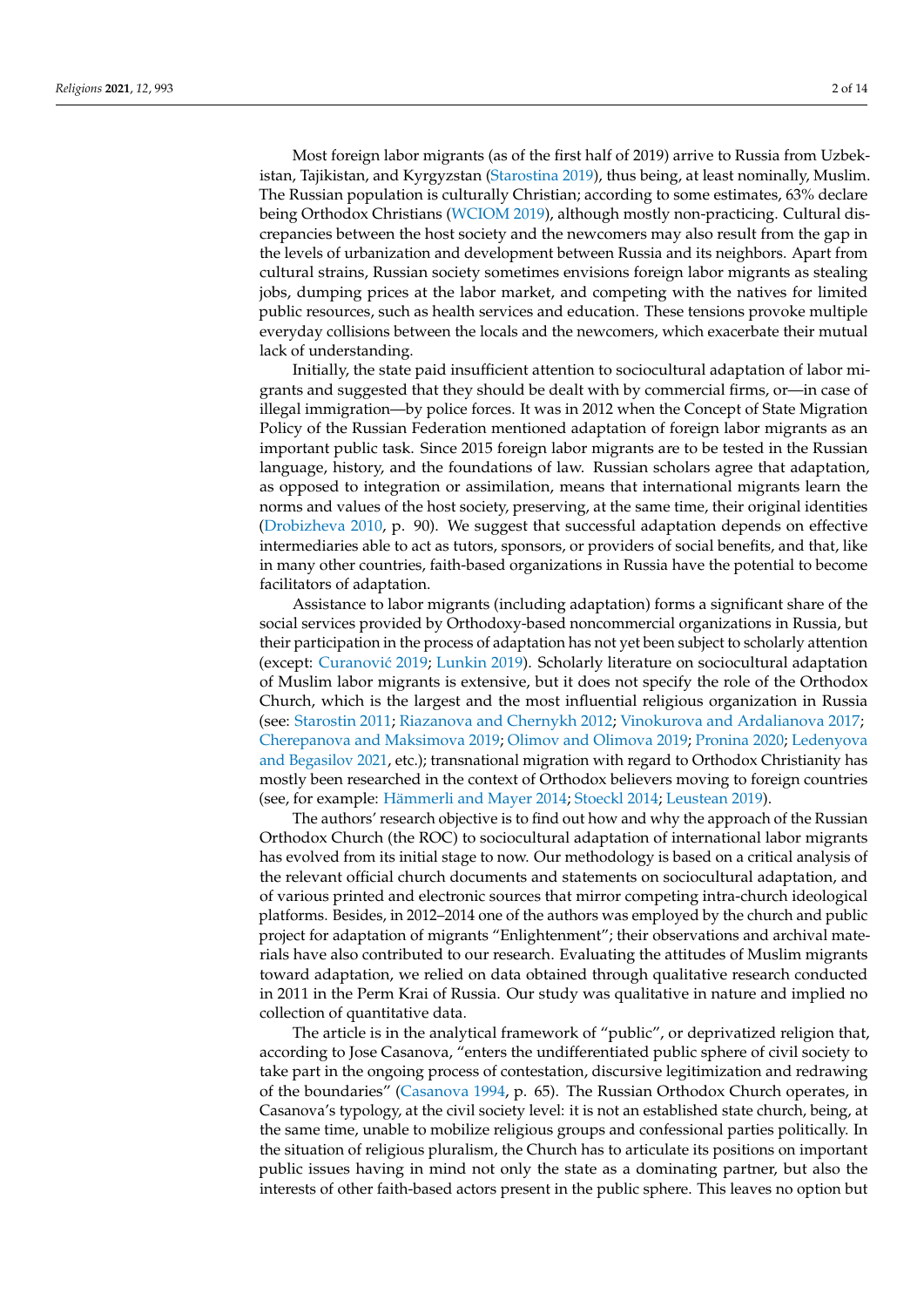Most foreign labor migrants (as of the first half of 2019) arrive to Russia from Uzbekistan, Tajikistan, and Kyrgyzstan (Starostina 2019), thus being, at least nominally, Muslim. The Russian population is culturally Christian; according to some estimates, 63% declare being Orthodox Christians (WCIOM 2019), although mostly non-practicing. Cultural discrepancies between the host society and the newcomers may also result from the gap in the levels of urbanization and development between Russia and its neighbors. Apart from cultural strains, Russian society sometimes envisions foreign labor migrants as stealing jobs, dumping prices at the labor market, and competing with the natives for limited public resources, such as health services and education. These tensions provoke multiple everyday collisions between the locals and the newcomers, which exacerbate their mutual lack of understanding.

Initially, the state paid insufficient attention to sociocultural adaptation of labor migrants and suggested that they should be dealt with by commercial firms, or—in case of illegal immigration—by police forces. It was in 2012 when the Concept of State Migration Policy of the Russian Federation mentioned adaptation of foreign labor migrants as an important public task. Since 2015 foreign labor migrants are to be tested in the Russian language, history, and the foundations of law. Russian scholars agree that adaptation, as opposed to integration or assimilation, means that international migrants learn the norms and values of the host society, preserving, at the same time, their original identities (Drobizheva 2010, p. 90). We suggest that successful adaptation depends on effective intermediaries able to act as tutors, sponsors, or providers of social benefits, and that, like in many other countries, faith-based organizations in Russia have the potential to become facilitators of adaptation.

Assistance to labor migrants (including adaptation) forms a significant share of the social services provided by Orthodoxy-based noncommercial organizations in Russia, but their participation in the process of adaptation has not yet been subject to scholarly attention (except: Curanović 2019; Lunkin 2019). Scholarly literature on sociocultural adaptation of Muslim labor migrants is extensive, but it does not specify the role of the Orthodox Church, which is the largest and the most influential religious organization in Russia (see: Starostin 2011; Riazanova and Chernykh 2012; Vinokurova and Ardalianova 2017; Cherepanova and Maksimova 2019; Olimov and Olimova 2019; Pronina 2020; Ledenyova and Begasilov 2021, etc.); transnational migration with regard to Orthodox Christianity has mostly been researched in the context of Orthodox believers moving to foreign countries (see, for example: Hämmerli and Mayer 2014; Stoeckl 2014; Leustean 2019).

The authors' research objective is to find out how and why the approach of the Russian Orthodox Church (the ROC) to sociocultural adaptation of international labor migrants has evolved from its initial stage to now. Our methodology is based on a critical analysis of the relevant official church documents and statements on sociocultural adaptation, and of various printed and electronic sources that mirror competing intra-church ideological platforms. Besides, in 2012–2014 one of the authors was employed by the church and public project for adaptation of migrants "Enlightenment"; their observations and archival materials have also contributed to our research. Evaluating the attitudes of Muslim migrants toward adaptation, we relied on data obtained through qualitative research conducted in 2011 in the Perm Krai of Russia. Our study was qualitative in nature and implied no collection of quantitative data.

The article is in the analytical framework of "public", or deprivatized religion that, according to Jose Casanova, "enters the undifferentiated public sphere of civil society to take part in the ongoing process of contestation, discursive legitimization and redrawing of the boundaries" (Casanova 1994, p. 65). The Russian Orthodox Church operates, in Casanova's typology, at the civil society level: it is not an established state church, being, at the same time, unable to mobilize religious groups and confessional parties politically. In the situation of religious pluralism, the Church has to articulate its positions on important public issues having in mind not only the state as a dominating partner, but also the interests of other faith-based actors present in the public sphere. This leaves no option but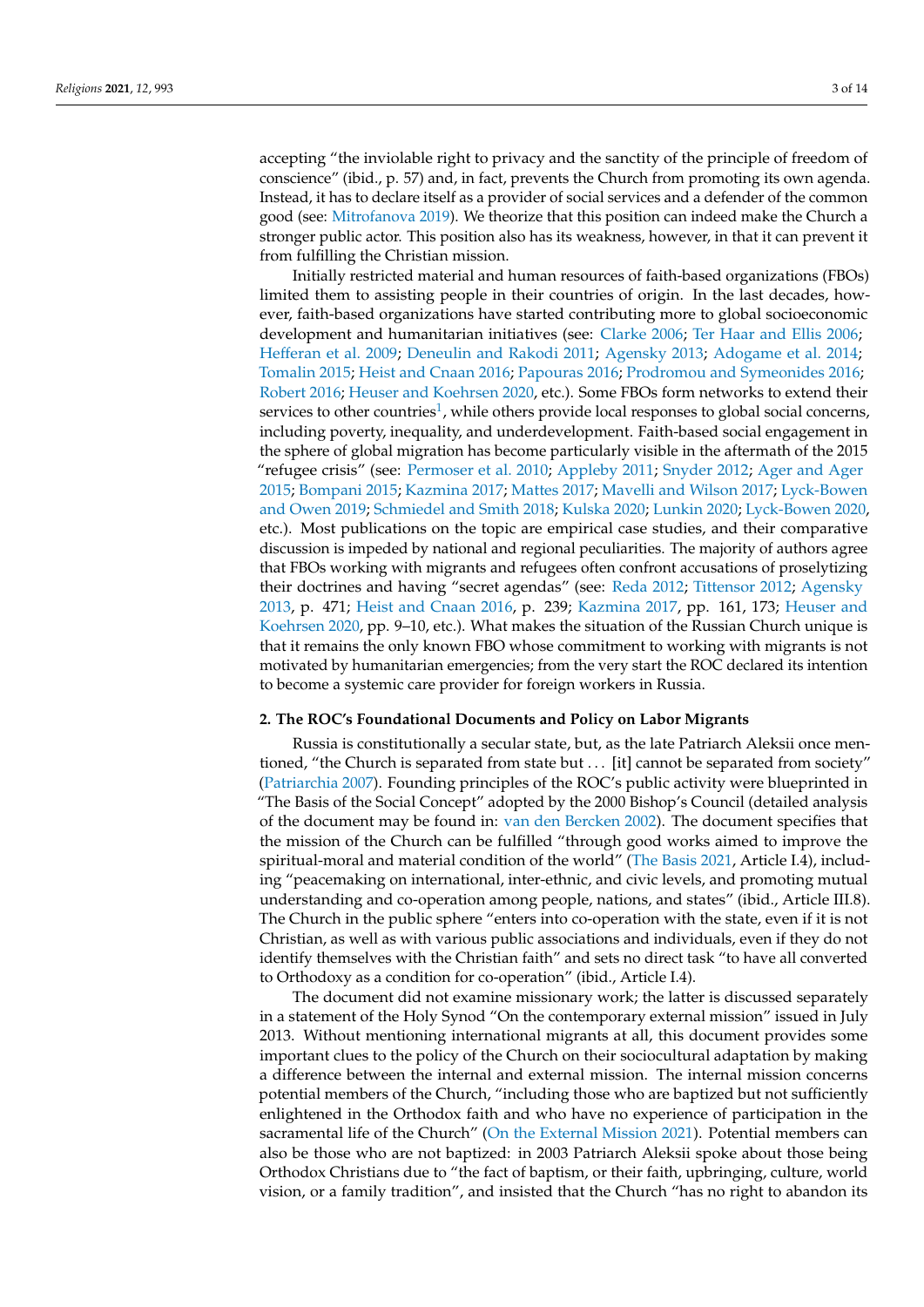accepting "the inviolable right to privacy and the sanctity of the principle of freedom of conscience" (ibid., p. 57) and, in fact, prevents the Church from promoting its own agenda. Instead, it has to declare itself as a provider of social services and a defender of the common good (see: Mitrofanova 2019). We theorize that this position can indeed make the Church a stronger public actor. This position also has its weakness, however, in that it can prevent it from fulfilling the Christian mission.

Initially restricted material and human resources of faith-based organizations (FBOs) limited them to assisting people in their countries of origin. In the last decades, however, faith-based organizations have started contributing more to global socioeconomic development and humanitarian initiatives (see: Clarke 2006; Ter Haar and Ellis 2006; Hefferan et al. 2009; Deneulin and Rakodi 2011; Agensky 2013; Adogame et al. 2014; Tomalin 2015; Heist and Cnaan 2016; Papouras 2016; Prodromou and Symeonides 2016; Robert 2016; Heuser and Koehrsen 2020, etc.). Some FBOs form networks to extend their services to other countries[1], while others provide local responses to global social concerns, including poverty, inequality, and underdevelopment. Faith-based social engagement in the sphere of global migration has become particularly visible in the aftermath of the 2015 "refugee crisis" (see: Permoser et al. 2010; Appleby 2011; Snyder 2012; Ager and Ager 2015; Bompani 2015; Kazmina 2017; Mattes 2017; Mavelli and Wilson 2017; Lyck-Bowen and Owen 2019; Schmiedel and Smith 2018; Kulska 2020; Lunkin 2020; Lyck-Bowen 2020, etc.). Most publications on the topic are empirical case studies, and their comparative discussion is impeded by national and regional peculiarities. The majority of authors agree that FBOs working with migrants and refugees often confront accusations of proselytizing their doctrines and having "secret agendas" (see: Reda 2012; Tittensor 2012; Agensky 2013, p. 471; Heist and Cnaan 2016, p. 239; Kazmina 2017, pp. 161, 173; Heuser and Koehrsen 2020, pp. 9–10, etc.). What makes the situation of the Russian Church unique is that it remains the only known FBO whose commitment to working with migrants is not motivated by humanitarian emergencies; from the very start the ROC declared its intention to become a systemic care provider for foreign workers in Russia.

## 2. The ROC's Foundational Documents and Policy on Labor Migrants

Russia is constitutionally a secular state, but, as the late Patriarch Aleksii once mentioned, "the Church is separated from state but . . . [it] cannot be separated from society" (Patriarchia 2007). Founding principles of the ROC's public activity were blueprinted in "The Basis of the Social Concept" adopted by the 2000 Bishop's Council (detailed analysis of the document may be found in: van den Bercken 2002). The document specifies that the mission of the Church can be fulfilled "through good works aimed to improve the spiritual-moral and material condition of the world" (The Basis 2021, Article I.4), including "peacemaking on international, inter-ethnic, and civic levels, and promoting mutual understanding and co-operation among people, nations, and states" (ibid., Article III.8). The Church in the public sphere "enters into co-operation with the state, even if it is not Christian, as well as with various public associations and individuals, even if they do not identify themselves with the Christian faith" and sets no direct task "to have all converted to Orthodoxy as a condition for co-operation" (ibid., Article I.4).

The document did not examine missionary work; the latter is discussed separately in a statement of the Holy Synod "On the contemporary external mission" issued in July 2013. Without mentioning international migrants at all, this document provides some important clues to the policy of the Church on their sociocultural adaptation by making a difference between the internal and external mission. The internal mission concerns potential members of the Church, "including those who are baptized but not sufficiently enlightened in the Orthodox faith and who have no experience of participation in the sacramental life of the Church" (On the External Mission 2021). Potential members can also be those who are not baptized: in 2003 Patriarch Aleksii spoke about those being Orthodox Christians due to "the fact of baptism, or their faith, upbringing, culture, world vision, or a family tradition", and insisted that the Church "has no right to abandon its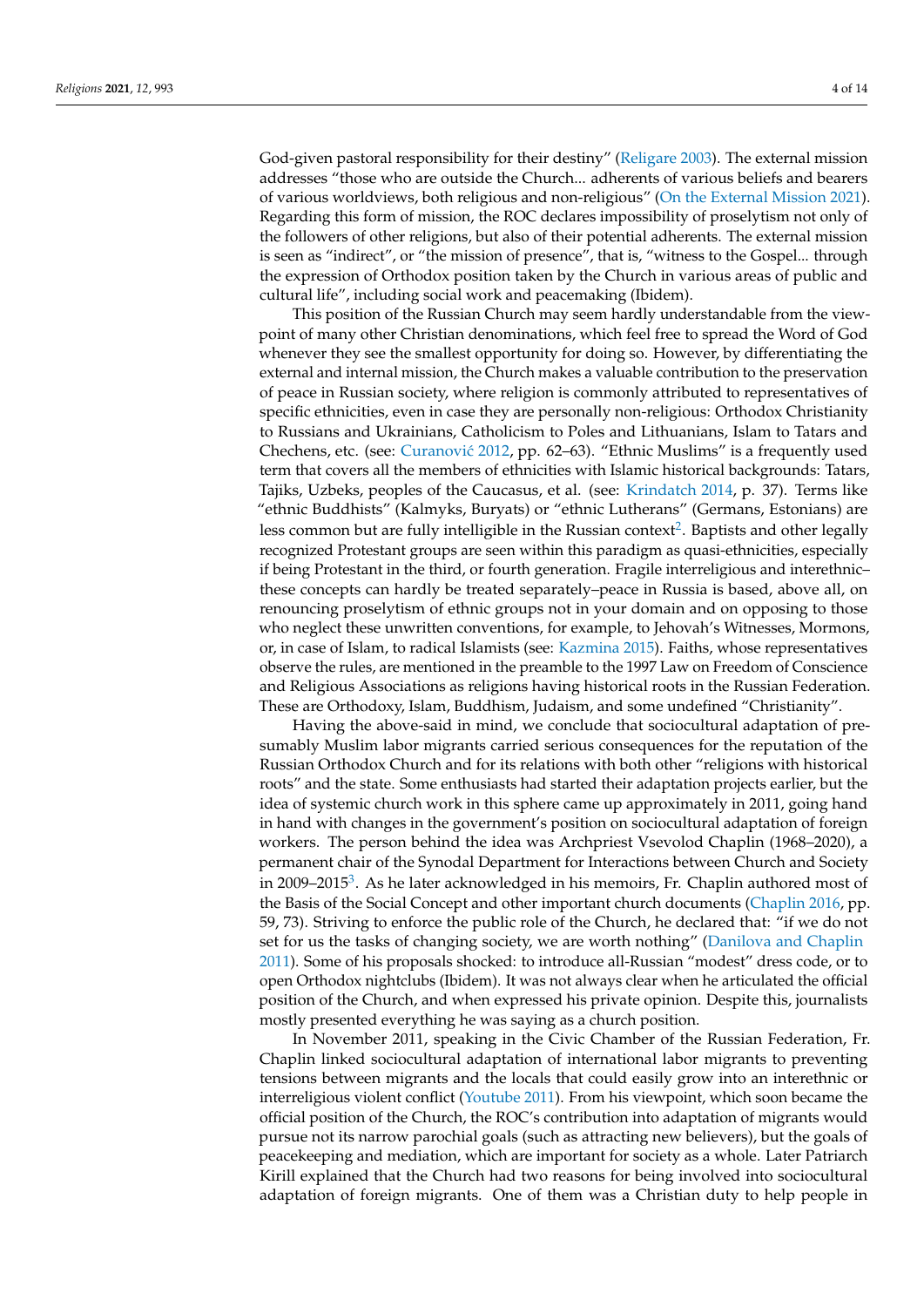God-given pastoral responsibility for their destiny" (Religare 2003). The external mission addresses "those who are outside the Church... adherents of various beliefs and bearers of various worldviews, both religious and non-religious" (On the External Mission 2021). Regarding this form of mission, the ROC declares impossibility of proselytism not only of the followers of other religions, but also of their potential adherents. The external mission is seen as "indirect", or "the mission of presence", that is, "witness to the Gospel... through the expression of Orthodox position taken by the Church in various areas of public and cultural life", including social work and peacemaking (Ibidem).

This position of the Russian Church may seem hardly understandable from the viewpoint of many other Christian denominations, which feel free to spread the Word of God whenever they see the smallest opportunity for doing so. However, by differentiating the external and internal mission, the Church makes a valuable contribution to the preservation of peace in Russian society, where religion is commonly attributed to representatives of specific ethnicities, even in case they are personally non-religious: Orthodox Christianity to Russians and Ukrainians, Catholicism to Poles and Lithuanians, Islam to Tatars and Chechens, etc. (see: Curanović 2012, pp. 62–63). "Ethnic Muslims" is a frequently used term that covers all the members of ethnicities with Islamic historical backgrounds: Tatars, Tajiks, Uzbeks, peoples of the Caucasus, et al. (see: Krindatch 2014, p. 37). Terms like "ethnic Buddhists" (Kalmyks, Buryats) or "ethnic Lutherans" (Germans, Estonians) are less common but are fully intelligible in the Russian context[2]. Baptists and other legally recognized Protestant groups are seen within this paradigm as quasi-ethnicities, especially if being Protestant in the third, or fourth generation. Fragile interreligious and interethnic–these concepts can hardly be treated separately–peace in Russia is based, above all, on renouncing proselytism of ethnic groups not in your domain and on opposing to those who neglect these unwritten conventions, for example, to Jehovah's Witnesses, Mormons, or, in case of Islam, to radical Islamists (see: Kazmina 2015). Faiths, whose representatives observe the rules, are mentioned in the preamble to the 1997 Law on Freedom of Conscience and Religious Associations as religions having historical roots in the Russian Federation. These are Orthodoxy, Islam, Buddhism, Judaism, and some undefined "Christianity".

Having the above-said in mind, we conclude that sociocultural adaptation of presumably Muslim labor migrants carried serious consequences for the reputation of the Russian Orthodox Church and for its relations with both other "religions with historical roots" and the state. Some enthusiasts had started their adaptation projects earlier, but the idea of systemic church work in this sphere came up approximately in 2011, going hand in hand with changes in the government's position on sociocultural adaptation of foreign workers. The person behind the idea was Archpriest Vsevolod Chaplin (1968–2020), a permanent chair of the Synodal Department for Interactions between Church and Society in 2009–2015[3]. As he later acknowledged in his memoirs, Fr. Chaplin authored most of the Basis of the Social Concept and other important church documents (Chaplin 2016, pp. 59, 73). Striving to enforce the public role of the Church, he declared that: "if we do not set for us the tasks of changing society, we are worth nothing" (Danilova and Chaplin 2011). Some of his proposals shocked: to introduce all-Russian "modest" dress code, or to open Orthodox nightclubs (Ibidem). It was not always clear when he articulated the official position of the Church, and when expressed his private opinion. Despite this, journalists mostly presented everything he was saying as a church position.

In November 2011, speaking in the Civic Chamber of the Russian Federation, Fr. Chaplin linked sociocultural adaptation of international labor migrants to preventing tensions between migrants and the locals that could easily grow into an interethnic or interreligious violent conflict (Youtube 2011). From his viewpoint, which soon became the official position of the Church, the ROC's contribution into adaptation of migrants would pursue not its narrow parochial goals (such as attracting new believers), but the goals of peacekeeping and mediation, which are important for society as a whole. Later Patriarch Kirill explained that the Church had two reasons for being involved into sociocultural adaptation of foreign migrants. One of them was a Christian duty to help people in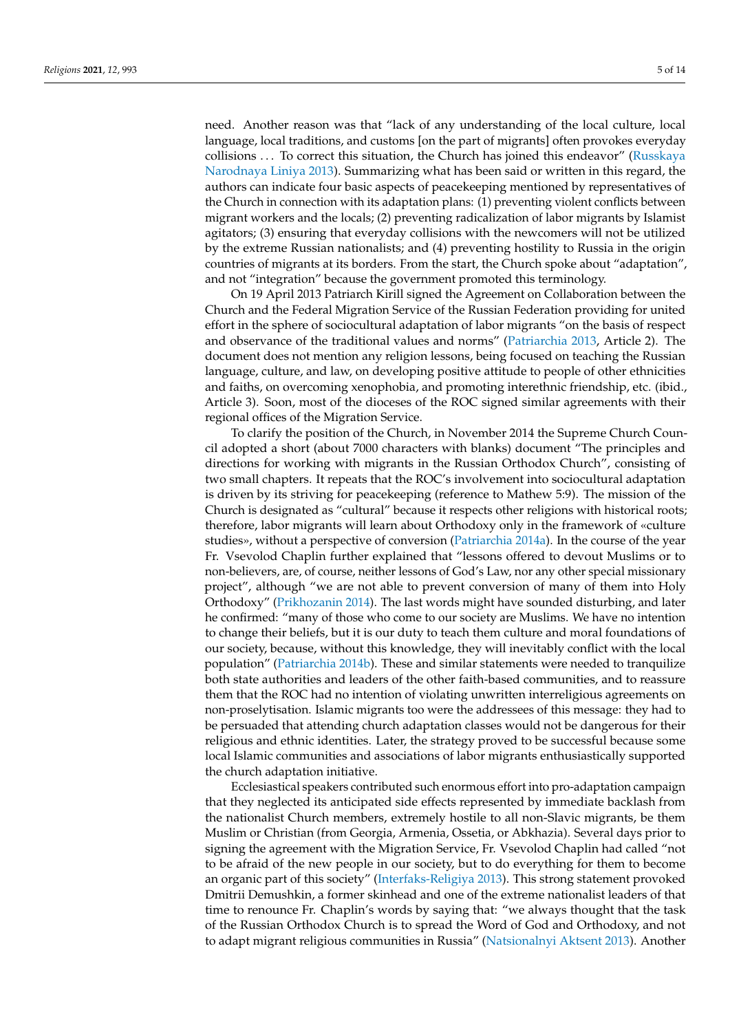need. Another reason was that "lack of any understanding of the local culture, local language, local traditions, and customs [on the part of migrants] often provokes everyday collisions . . . To correct this situation, the Church has joined this endeavor" (Russkaya Narodnaya Liniya 2013). Summarizing what has been said or written in this regard, the authors can indicate four basic aspects of peacekeeping mentioned by representatives of the Church in connection with its adaptation plans: (1) preventing violent conflicts between migrant workers and the locals; (2) preventing radicalization of labor migrants by Islamist agitators; (3) ensuring that everyday collisions with the newcomers will not be utilized by the extreme Russian nationalists; and (4) preventing hostility to Russia in the origin countries of migrants at its borders. From the start, the Church spoke about "adaptation", and not "integration" because the government promoted this terminology.

On 19 April 2013 Patriarch Kirill signed the Agreement on Collaboration between the Church and the Federal Migration Service of the Russian Federation providing for united effort in the sphere of sociocultural adaptation of labor migrants "on the basis of respect and observance of the traditional values and norms" (Patriarchia 2013, Article 2). The document does not mention any religion lessons, being focused on teaching the Russian language, culture, and law, on developing positive attitude to people of other ethnicities and faiths, on overcoming xenophobia, and promoting interethnic friendship, etc. (ibid., Article 3). Soon, most of the dioceses of the ROC signed similar agreements with their regional offices of the Migration Service.

To clarify the position of the Church, in November 2014 the Supreme Church Council adopted a short (about 7000 characters with blanks) document "The principles and directions for working with migrants in the Russian Orthodox Church", consisting of two small chapters. It repeats that the ROC's involvement into sociocultural adaptation is driven by its striving for peacekeeping (reference to Mathew 5:9). The mission of the Church is designated as "cultural" because it respects other religions with historical roots; therefore, labor migrants will learn about Orthodoxy only in the framework of «culture studies», without a perspective of conversion (Patriarchia 2014a). In the course of the year Fr. Vsevolod Chaplin further explained that "lessons offered to devout Muslims or to non-believers, are, of course, neither lessons of God's Law, nor any other special missionary project", although "we are not able to prevent conversion of many of them into Holy Orthodoxy" (Prikhozanin 2014). The last words might have sounded disturbing, and later he confirmed: "many of those who come to our society are Muslims. We have no intention to change their beliefs, but it is our duty to teach them culture and moral foundations of our society, because, without this knowledge, they will inevitably conflict with the local population" (Patriarchia 2014b). These and similar statements were needed to tranquilize both state authorities and leaders of the other faith-based communities, and to reassure them that the ROC had no intention of violating unwritten interreligious agreements on non-proselytisation. Islamic migrants too were the addressees of this message: they had to be persuaded that attending church adaptation classes would not be dangerous for their religious and ethnic identities. Later, the strategy proved to be successful because some local Islamic communities and associations of labor migrants enthusiastically supported the church adaptation initiative.

Ecclesiastical speakers contributed such enormous effort into pro-adaptation campaign that they neglected its anticipated side effects represented by immediate backlash from the nationalist Church members, extremely hostile to all non-Slavic migrants, be them Muslim or Christian (from Georgia, Armenia, Ossetia, or Abkhazia). Several days prior to signing the agreement with the Migration Service, Fr. Vsevolod Chaplin had called "not to be afraid of the new people in our society, but to do everything for them to become an organic part of this society" (Interfaks-Religiya 2013). This strong statement provoked Dmitrii Demushkin, a former skinhead and one of the extreme nationalist leaders of that time to renounce Fr. Chaplin's words by saying that: "we always thought that the task of the Russian Orthodox Church is to spread the Word of God and Orthodoxy, and not to adapt migrant religious communities in Russia" (Natsionalnyi Aktsent 2013). Another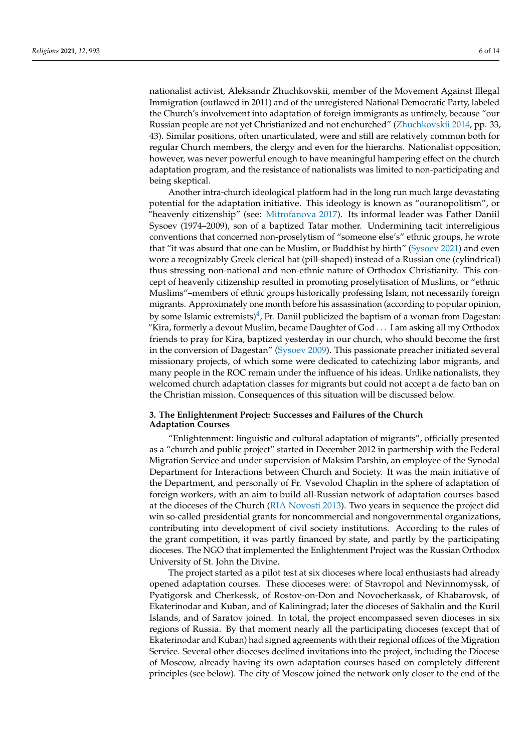nationalist activist, Aleksandr Zhuchkovskii, member of the Movement Against Illegal Immigration (outlawed in 2011) and of the unregistered National Democratic Party, labeled the Church's involvement into adaptation of foreign immigrants as untimely, because "our Russian people are not yet Christianized and not enchurched" (Zhuchkovskii 2014, pp. 33, 43). Similar positions, often unarticulated, were and still are relatively common both for regular Church members, the clergy and even for the hierarchs. Nationalist opposition, however, was never powerful enough to have meaningful hampering effect on the church adaptation program, and the resistance of nationalists was limited to non-participating and being skeptical.

Another intra-church ideological platform had in the long run much large devastating potential for the adaptation initiative. This ideology is known as "ouranopolitism", or "heavenly citizenship" (see: Mitrofanova 2017). Its informal leader was Father Daniil Sysoev (1974–2009), son of a baptized Tatar mother. Undermining tacit interreligious conventions that concerned non-proselytism of "someone else's" ethnic groups, he wrote that "it was absurd that one can be Muslim, or Buddhist by birth" (Sysoev 2021) and even wore a recognizably Greek clerical hat (pill-shaped) instead of a Russian one (cylindrical) thus stressing non-national and non-ethnic nature of Orthodox Christianity. This concept of heavenly citizenship resulted in promoting proselytisation of Muslims, or "ethnic Muslims"–members of ethnic groups historically professing Islam, not necessarily foreign migrants. Approximately one month before his assassination (according to popular opinion, by some Islamic extremists)[4], Fr. Daniil publicized the baptism of a woman from Dagestan: "Kira, formerly a devout Muslim, became Daughter of God . . . I am asking all my Orthodox friends to pray for Kira, baptized yesterday in our church, who should become the first in the conversion of Dagestan" (Sysoev 2009). This passionate preacher initiated several missionary projects, of which some were dedicated to catechizing labor migrants, and many people in the ROC remain under the influence of his ideas. Unlike nationalists, they welcomed church adaptation classes for migrants but could not accept a de facto ban on the Christian mission. Consequences of this situation will be discussed below.

## 3. The Enlightenment Project: Successes and Failures of the Church Adaptation Courses

"Enlightenment: linguistic and cultural adaptation of migrants", officially presented as a "church and public project" started in December 2012 in partnership with the Federal Migration Service and under supervision of Maksim Parshin, an employee of the Synodal Department for Interactions between Church and Society. It was the main initiative of the Department, and personally of Fr. Vsevolod Chaplin in the sphere of adaptation of foreign workers, with an aim to build all-Russian network of adaptation courses based at the dioceses of the Church (RIA Novosti 2013). Two years in sequence the project did win so-called presidential grants for noncommercial and nongovernmental organizations, contributing into development of civil society institutions. According to the rules of the grant competition, it was partly financed by state, and partly by the participating dioceses. The NGO that implemented the Enlightenment Project was the Russian Orthodox University of St. John the Divine.

The project started as a pilot test at six dioceses where local enthusiasts had already opened adaptation courses. These dioceses were: of Stavropol and Nevinnomyssk, of Pyatigorsk and Cherkessk, of Rostov-on-Don and Novocherkassk, of Khabarovsk, of Ekaterinodar and Kuban, and of Kaliningrad; later the dioceses of Sakhalin and the Kuril Islands, and of Saratov joined. In total, the project encompassed seven dioceses in six regions of Russia. By that moment nearly all the participating dioceses (except that of Ekaterinodar and Kuban) had signed agreements with their regional offices of the Migration Service. Several other dioceses declined invitations into the project, including the Diocese of Moscow, already having its own adaptation courses based on completely different principles (see below). The city of Moscow joined the network only closer to the end of the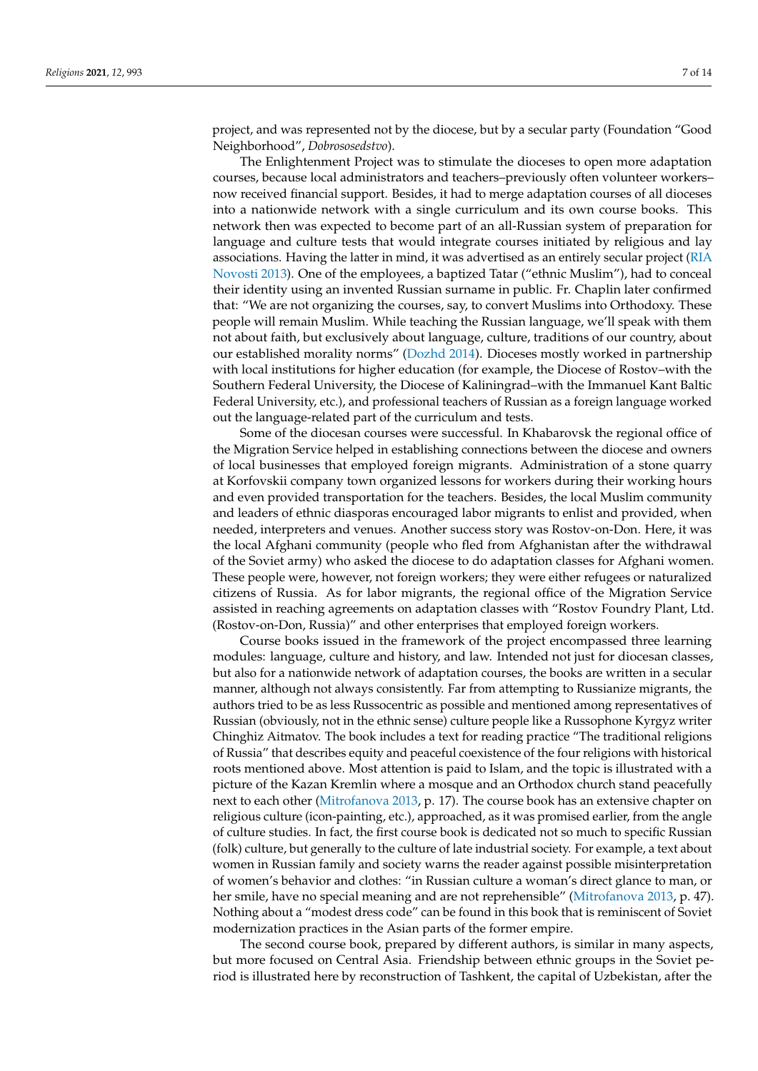project, and was represented not by the diocese, but by a secular party (Foundation "Good Neighborhood", *Dobrososedstvo*).

The Enlightenment Project was to stimulate the dioceses to open more adaptation courses, because local administrators and teachers–previously often volunteer workers–now received financial support. Besides, it had to merge adaptation courses of all dioceses into a nationwide network with a single curriculum and its own course books. This network then was expected to become part of an all-Russian system of preparation for language and culture tests that would integrate courses initiated by religious and lay associations. Having the latter in mind, it was advertised as an entirely secular project (RIA Novosti 2013). One of the employees, a baptized Tatar ("ethnic Muslim"), had to conceal their identity using an invented Russian surname in public. Fr. Chaplin later confirmed that: "We are not organizing the courses, say, to convert Muslims into Orthodoxy. These people will remain Muslim. While teaching the Russian language, we'll speak with them not about faith, but exclusively about language, culture, traditions of our country, about our established morality norms" (Dozhd 2014). Dioceses mostly worked in partnership with local institutions for higher education (for example, the Diocese of Rostov–with the Southern Federal University, the Diocese of Kaliningrad–with the Immanuel Kant Baltic Federal University, etc.), and professional teachers of Russian as a foreign language worked out the language-related part of the curriculum and tests.

Some of the diocesan courses were successful. In Khabarovsk the regional office of the Migration Service helped in establishing connections between the diocese and owners of local businesses that employed foreign migrants. Administration of a stone quarry at Korfovskii company town organized lessons for workers during their working hours and even provided transportation for the teachers. Besides, the local Muslim community and leaders of ethnic diasporas encouraged labor migrants to enlist and provided, when needed, interpreters and venues. Another success story was Rostov-on-Don. Here, it was the local Afghani community (people who fled from Afghanistan after the withdrawal of the Soviet army) who asked the diocese to do adaptation classes for Afghani women. These people were, however, not foreign workers; they were either refugees or naturalized citizens of Russia. As for labor migrants, the regional office of the Migration Service assisted in reaching agreements on adaptation classes with "Rostov Foundry Plant, Ltd. (Rostov-on-Don, Russia)" and other enterprises that employed foreign workers.

Course books issued in the framework of the project encompassed three learning modules: language, culture and history, and law. Intended not just for diocesan classes, but also for a nationwide network of adaptation courses, the books are written in a secular manner, although not always consistently. Far from attempting to Russianize migrants, the authors tried to be as less Russocentric as possible and mentioned among representatives of Russian (obviously, not in the ethnic sense) culture people like a Russophone Kyrgyz writer Chinghiz Aitmatov. The book includes a text for reading practice "The traditional religions of Russia" that describes equity and peaceful coexistence of the four religions with historical roots mentioned above. Most attention is paid to Islam, and the topic is illustrated with a picture of the Kazan Kremlin where a mosque and an Orthodox church stand peacefully next to each other (Mitrofanova 2013, p. 17). The course book has an extensive chapter on religious culture (icon-painting, etc.), approached, as it was promised earlier, from the angle of culture studies. In fact, the first course book is dedicated not so much to specific Russian (folk) culture, but generally to the culture of late industrial society. For example, a text about women in Russian family and society warns the reader against possible misinterpretation of women's behavior and clothes: "in Russian culture a woman's direct glance to man, or her smile, have no special meaning and are not reprehensible" (Mitrofanova 2013, p. 47). Nothing about a "modest dress code" can be found in this book that is reminiscent of Soviet modernization practices in the Asian parts of the former empire.

The second course book, prepared by different authors, is similar in many aspects, but more focused on Central Asia. Friendship between ethnic groups in the Soviet period is illustrated here by reconstruction of Tashkent, the capital of Uzbekistan, after the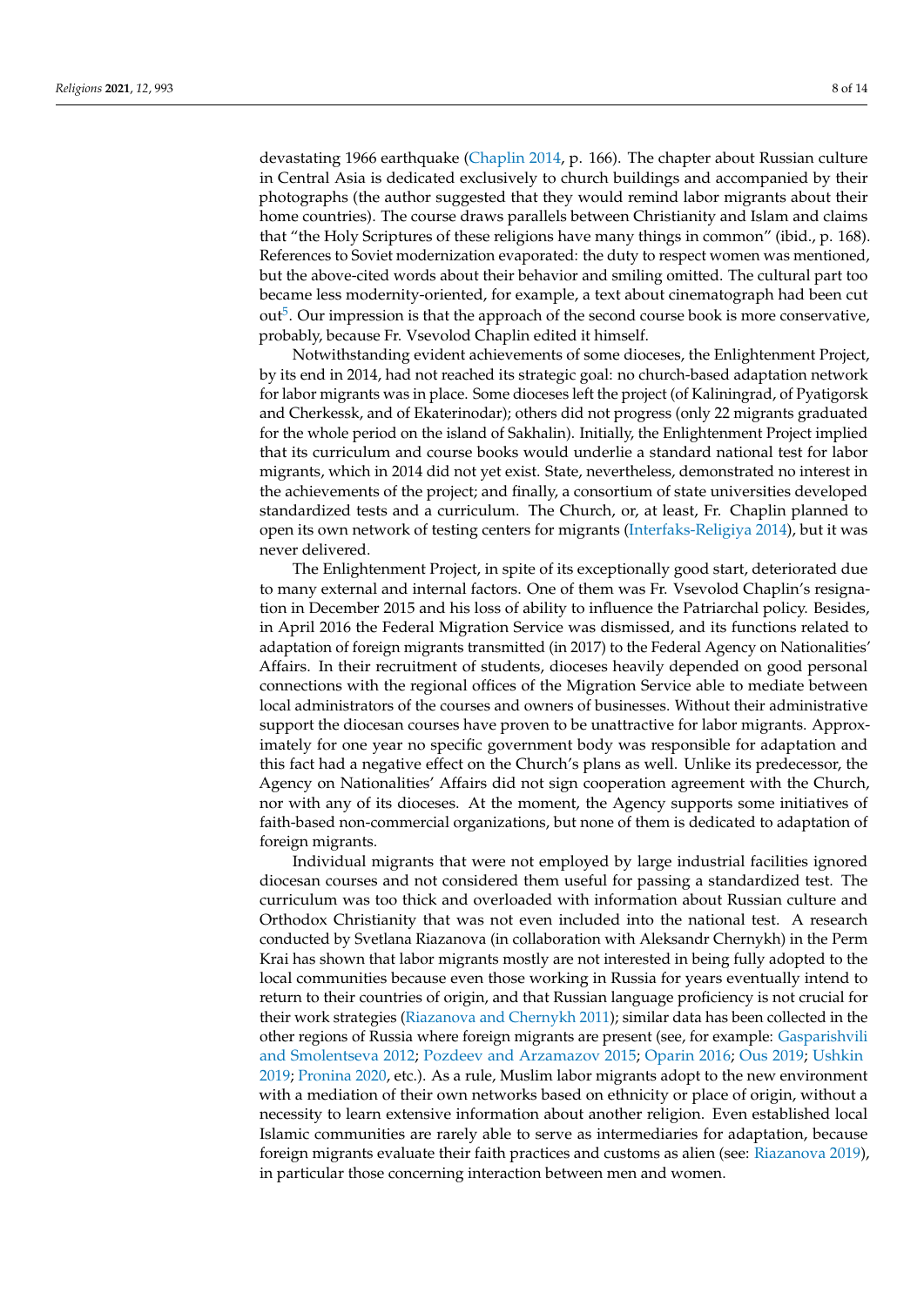devastating 1966 earthquake (Chaplin 2014, p. 166). The chapter about Russian culture in Central Asia is dedicated exclusively to church buildings and accompanied by their photographs (the author suggested that they would remind labor migrants about their home countries). The course draws parallels between Christianity and Islam and claims that "the Holy Scriptures of these religions have many things in common" (ibid., p. 168). References to Soviet modernization evaporated: the duty to respect women was mentioned, but the above-cited words about their behavior and smiling omitted. The cultural part too became less modernity-oriented, for example, a text about cinematograph had been cut out[5]. Our impression is that the approach of the second course book is more conservative, probably, because Fr. Vsevolod Chaplin edited it himself.

Notwithstanding evident achievements of some dioceses, the Enlightenment Project, by its end in 2014, had not reached its strategic goal: no church-based adaptation network for labor migrants was in place. Some dioceses left the project (of Kaliningrad, of Pyatigorsk and Cherkessk, and of Ekaterinodar); others did not progress (only 22 migrants graduated for the whole period on the island of Sakhalin). Initially, the Enlightenment Project implied that its curriculum and course books would underlie a standard national test for labor migrants, which in 2014 did not yet exist. State, nevertheless, demonstrated no interest in the achievements of the project; and finally, a consortium of state universities developed standardized tests and a curriculum. The Church, or, at least, Fr. Chaplin planned to open its own network of testing centers for migrants (Interfaks-Religiya 2014), but it was never delivered.

The Enlightenment Project, in spite of its exceptionally good start, deteriorated due to many external and internal factors. One of them was Fr. Vsevolod Chaplin's resignation in December 2015 and his loss of ability to influence the Patriarchal policy. Besides, in April 2016 the Federal Migration Service was dismissed, and its functions related to adaptation of foreign migrants transmitted (in 2017) to the Federal Agency on Nationalities' Affairs. In their recruitment of students, dioceses heavily depended on good personal connections with the regional offices of the Migration Service able to mediate between local administrators of the courses and owners of businesses. Without their administrative support the diocesan courses have proven to be unattractive for labor migrants. Approximately for one year no specific government body was responsible for adaptation and this fact had a negative effect on the Church's plans as well. Unlike its predecessor, the Agency on Nationalities' Affairs did not sign cooperation agreement with the Church, nor with any of its dioceses. At the moment, the Agency supports some initiatives of faith-based non-commercial organizations, but none of them is dedicated to adaptation of foreign migrants.

Individual migrants that were not employed by large industrial facilities ignored diocesan courses and not considered them useful for passing a standardized test. The curriculum was too thick and overloaded with information about Russian culture and Orthodox Christianity that was not even included into the national test. A research conducted by Svetlana Riazanova (in collaboration with Aleksandr Chernykh) in the Perm Krai has shown that labor migrants mostly are not interested in being fully adopted to the local communities because even those working in Russia for years eventually intend to return to their countries of origin, and that Russian language proficiency is not crucial for their work strategies (Riazanova and Chernykh 2011); similar data has been collected in the other regions of Russia where foreign migrants are present (see, for example: Gasparishvili and Smolentseva 2012; Pozdeev and Arzamazov 2015; Oparin 2016; Ous 2019; Ushkin 2019; Pronina 2020, etc.). As a rule, Muslim labor migrants adopt to the new environment with a mediation of their own networks based on ethnicity or place of origin, without a necessity to learn extensive information about another religion. Even established local Islamic communities are rarely able to serve as intermediaries for adaptation, because foreign migrants evaluate their faith practices and customs as alien (see: Riazanova 2019), in particular those concerning interaction between men and women.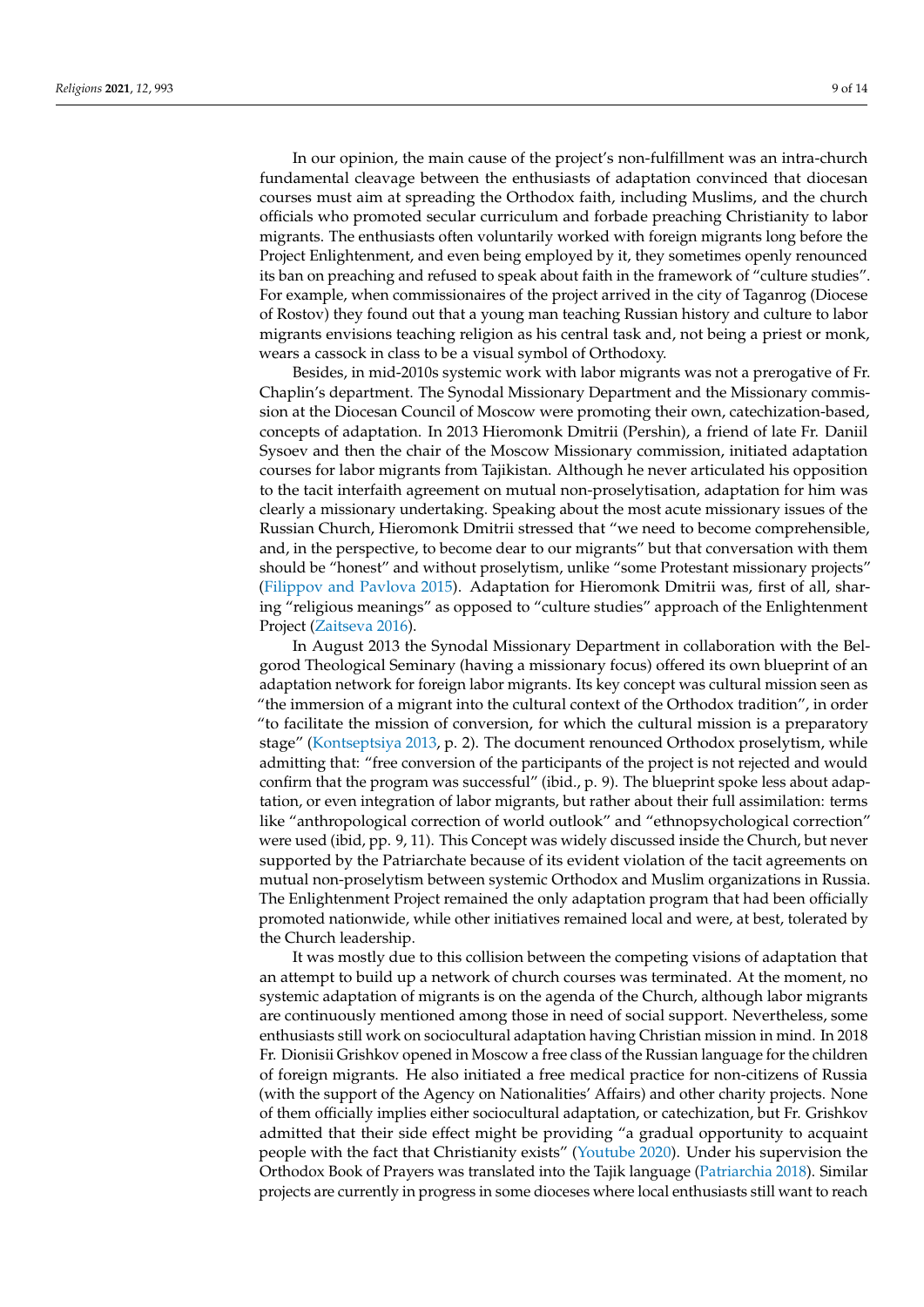In our opinion, the main cause of the project's non-fulfillment was an intra-church fundamental cleavage between the enthusiasts of adaptation convinced that diocesan courses must aim at spreading the Orthodox faith, including Muslims, and the church officials who promoted secular curriculum and forbade preaching Christianity to labor migrants. The enthusiasts often voluntarily worked with foreign migrants long before the Project Enlightenment, and even being employed by it, they sometimes openly renounced its ban on preaching and refused to speak about faith in the framework of "culture studies". For example, when commissionaires of the project arrived in the city of Taganrog (Diocese of Rostov) they found out that a young man teaching Russian history and culture to labor migrants envisions teaching religion as his central task and, not being a priest or monk, wears a cassock in class to be a visual symbol of Orthodoxy.

Besides, in mid-2010s systemic work with labor migrants was not a prerogative of Fr. Chaplin's department. The Synodal Missionary Department and the Missionary commission at the Diocesan Council of Moscow were promoting their own, catechization-based, concepts of adaptation. In 2013 Hieromonk Dmitrii (Pershin), a friend of late Fr. Daniil Sysoev and then the chair of the Moscow Missionary commission, initiated adaptation courses for labor migrants from Tajikistan. Although he never articulated his opposition to the tacit interfaith agreement on mutual non-proselytisation, adaptation for him was clearly a missionary undertaking. Speaking about the most acute missionary issues of the Russian Church, Hieromonk Dmitrii stressed that "we need to become comprehensible, and, in the perspective, to become dear to our migrants" but that conversation with them should be "honest" and without proselytism, unlike "some Protestant missionary projects" (Filippov and Pavlova 2015). Adaptation for Hieromonk Dmitrii was, first of all, sharing "religious meanings" as opposed to "culture studies" approach of the Enlightenment Project (Zaitseva 2016).

In August 2013 the Synodal Missionary Department in collaboration with the Belgorod Theological Seminary (having a missionary focus) offered its own blueprint of an adaptation network for foreign labor migrants. Its key concept was cultural mission seen as "the immersion of a migrant into the cultural context of the Orthodox tradition", in order "to facilitate the mission of conversion, for which the cultural mission is a preparatory stage" (Kontseptsiya 2013, p. 2). The document renounced Orthodox proselytism, while admitting that: "free conversion of the participants of the project is not rejected and would confirm that the program was successful" (ibid., p. 9). The blueprint spoke less about adaptation, or even integration of labor migrants, but rather about their full assimilation: terms like "anthropological correction of world outlook" and "ethnopsychological correction" were used (ibid, pp. 9, 11). This Concept was widely discussed inside the Church, but never supported by the Patriarchate because of its evident violation of the tacit agreements on mutual non-proselytism between systemic Orthodox and Muslim organizations in Russia. The Enlightenment Project remained the only adaptation program that had been officially promoted nationwide, while other initiatives remained local and were, at best, tolerated by the Church leadership.

It was mostly due to this collision between the competing visions of adaptation that an attempt to build up a network of church courses was terminated. At the moment, no systemic adaptation of migrants is on the agenda of the Church, although labor migrants are continuously mentioned among those in need of social support. Nevertheless, some enthusiasts still work on sociocultural adaptation having Christian mission in mind. In 2018 Fr. Dionisii Grishkov opened in Moscow a free class of the Russian language for the children of foreign migrants. He also initiated a free medical practice for non-citizens of Russia (with the support of the Agency on Nationalities' Affairs) and other charity projects. None of them officially implies either sociocultural adaptation, or catechization, but Fr. Grishkov admitted that their side effect might be providing "a gradual opportunity to acquaint people with the fact that Christianity exists" (Youtube 2020). Under his supervision the Orthodox Book of Prayers was translated into the Tajik language (Patriarchia 2018). Similar projects are currently in progress in some dioceses where local enthusiasts still want to reach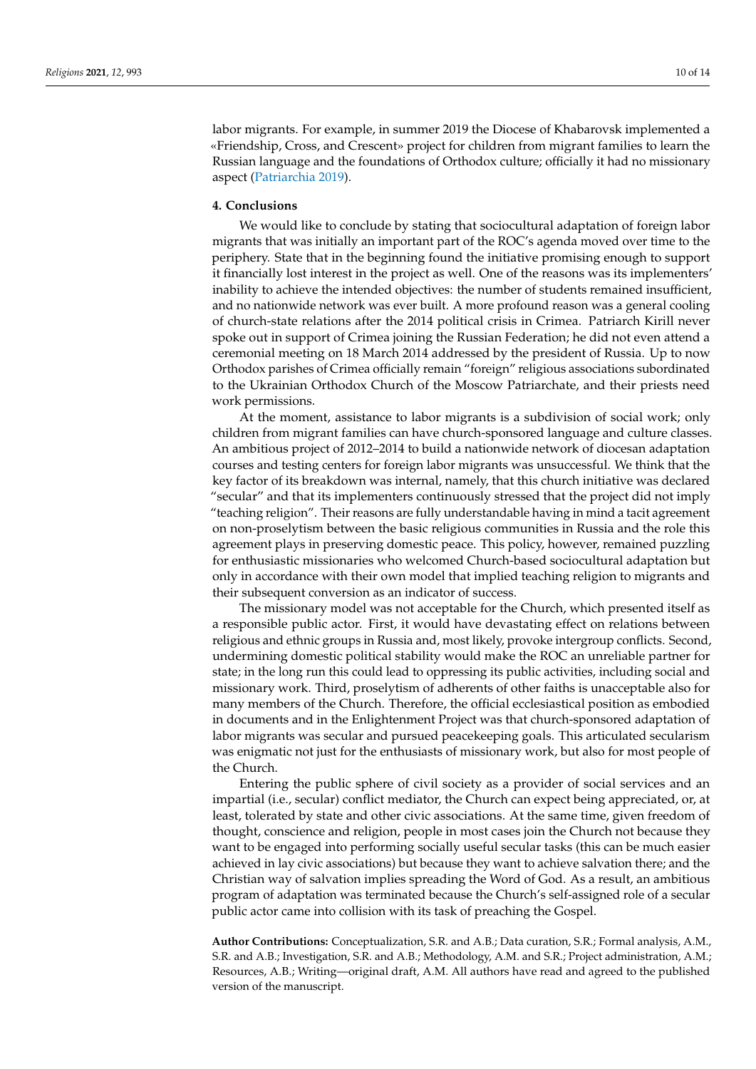labor migrants. For example, in summer 2019 the Diocese of Khabarovsk implemented a «Friendship, Cross, and Crescent» project for children from migrant families to learn the Russian language and the foundations of Orthodox culture; officially it had no missionary aspect (Patriarchia 2019).

## 4. Conclusions

We would like to conclude by stating that sociocultural adaptation of foreign labor migrants that was initially an important part of the ROC's agenda moved over time to the periphery. State that in the beginning found the initiative promising enough to support it financially lost interest in the project as well. One of the reasons was its implementers' inability to achieve the intended objectives: the number of students remained insufficient, and no nationwide network was ever built. A more profound reason was a general cooling of church-state relations after the 2014 political crisis in Crimea. Patriarch Kirill never spoke out in support of Crimea joining the Russian Federation; he did not even attend a ceremonial meeting on 18 March 2014 addressed by the president of Russia. Up to now Orthodox parishes of Crimea officially remain "foreign" religious associations subordinated to the Ukrainian Orthodox Church of the Moscow Patriarchate, and their priests need work permissions.

At the moment, assistance to labor migrants is a subdivision of social work; only children from migrant families can have church-sponsored language and culture classes. An ambitious project of 2012–2014 to build a nationwide network of diocesan adaptation courses and testing centers for foreign labor migrants was unsuccessful. We think that the key factor of its breakdown was internal, namely, that this church initiative was declared "secular" and that its implementers continuously stressed that the project did not imply "teaching religion". Their reasons are fully understandable having in mind a tacit agreement on non-proselytism between the basic religious communities in Russia and the role this agreement plays in preserving domestic peace. This policy, however, remained puzzling for enthusiastic missionaries who welcomed Church-based sociocultural adaptation but only in accordance with their own model that implied teaching religion to migrants and their subsequent conversion as an indicator of success.

The missionary model was not acceptable for the Church, which presented itself as a responsible public actor. First, it would have devastating effect on relations between religious and ethnic groups in Russia and, most likely, provoke intergroup conflicts. Second, undermining domestic political stability would make the ROC an unreliable partner for state; in the long run this could lead to oppressing its public activities, including social and missionary work. Third, proselytism of adherents of other faiths is unacceptable also for many members of the Church. Therefore, the official ecclesiastical position as embodied in documents and in the Enlightenment Project was that church-sponsored adaptation of labor migrants was secular and pursued peacekeeping goals. This articulated secularism was enigmatic not just for the enthusiasts of missionary work, but also for most people of the Church.

Entering the public sphere of civil society as a provider of social services and an impartial (i.e., secular) conflict mediator, the Church can expect being appreciated, or, at least, tolerated by state and other civic associations. At the same time, given freedom of thought, conscience and religion, people in most cases join the Church not because they want to be engaged into performing socially useful secular tasks (this can be much easier achieved in lay civic associations) but because they want to achieve salvation there; and the Christian way of salvation implies spreading the Word of God. As a result, an ambitious program of adaptation was terminated because the Church's self-assigned role of a secular public actor came into collision with its task of preaching the Gospel.

**Author Contributions:** Conceptualization, S.R. and A.B.; Data curation, S.R.; Formal analysis, A.M., S.R. and A.B.; Investigation, S.R. and A.B.; Methodology, A.M. and S.R.; Project administration, A.M.; Resources, A.B.; Writing—original draft, A.M. All authors have read and agreed to the published version of the manuscript.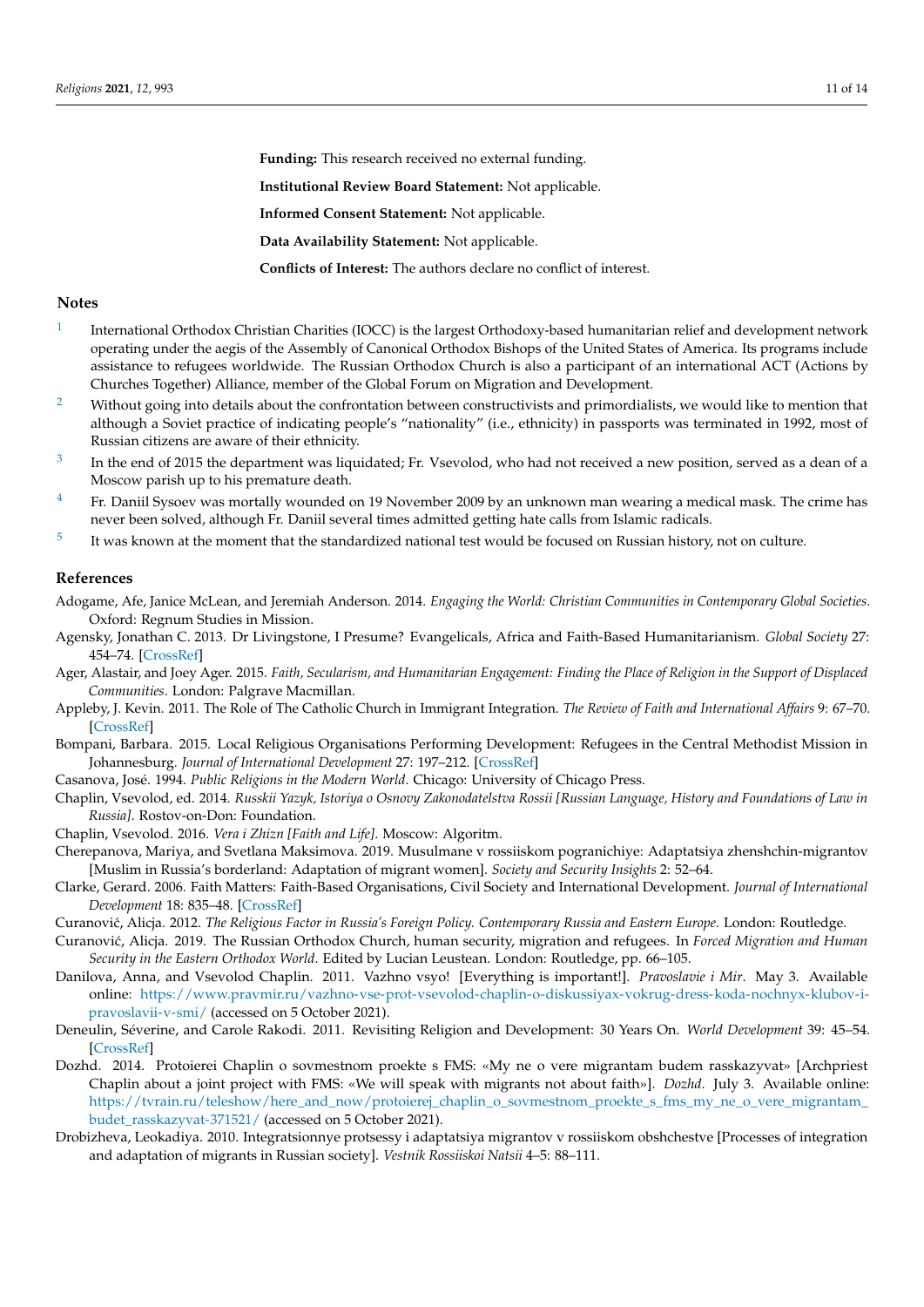**Funding:** This research received no external funding.

**Institutional Review Board Statement:** Not applicable.

**Informed Consent Statement:** Not applicable.

**Data Availability Statement:** Not applicable.

**Conflicts of Interest:** The authors declare no conflict of interest.

## Notes

1. International Orthodox Christian Charities (IOCC) is the largest Orthodoxy-based humanitarian relief and development network operating under the aegis of the Assembly of Canonical Orthodox Bishops of the United States of America. Its programs include assistance to refugees worldwide. The Russian Orthodox Church is also a participant of an international ACT (Actions by Churches Together) Alliance, member of the Global Forum on Migration and Development.
2. Without going into details about the confrontation between constructivists and primordialists, we would like to mention that although a Soviet practice of indicating people's "nationality" (i.e., ethnicity) in passports was terminated in 1992, most of Russian citizens are aware of their ethnicity.
3. In the end of 2015 the department was liquidated; Fr. Vsevolod, who had not received a new position, served as a dean of a Moscow parish up to his premature death.
4. Fr. Daniil Sysoev was mortally wounded on 19 November 2009 by an unknown man wearing a medical mask. The crime has never been solved, although Fr. Daniil several times admitted getting hate calls from Islamic radicals.
5. It was known at the moment that the standardized national test would be focused on Russian history, not on culture.

## References

Adogame, Afe, Janice McLean, and Jeremiah Anderson. 2014. *Engaging the World: Christian Communities in Contemporary Global Societies*. Oxford: Regnum Studies in Mission.

Agensky, Jonathan C. 2013. Dr Livingstone, I Presume? Evangelicals, Africa and Faith-Based Humanitarianism. *Global Society* 27: 454–74. [CrossRef]

Ager, Alastair, and Joey Ager. 2015. *Faith, Secularism, and Humanitarian Engagement: Finding the Place of Religion in the Support of Displaced Communities*. London: Palgrave Macmillan.

Appleby, J. Kevin. 2011. The Role of The Catholic Church in Immigrant Integration. *The Review of Faith and International Affairs* 9: 67–70. [CrossRef]

Bompani, Barbara. 2015. Local Religious Organisations Performing Development: Refugees in the Central Methodist Mission in Johannesburg. *Journal of International Development* 27: 197–212. [CrossRef]

Casanova, José. 1994. *Public Religions in the Modern World*. Chicago: University of Chicago Press.

Chaplin, Vsevolod, ed. 2014. *Russkii Yazyk, Istoriya o Osnovy Zakonodatelstva Rossii [Russian Language, History and Foundations of Law in Russia]*. Rostov-on-Don: Foundation.

Chaplin, Vsevolod. 2016. *Vera i Zhizn [Faith and Life]*. Moscow: Algoritm.

Cherepanova, Mariya, and Svetlana Maksimova. 2019. Musulmane v rossiiskom pogranichiye: Adaptatsiya zhenshchin-migrantov [Muslim in Russia's borderland: Adaptation of migrant women]. *Society and Security Insights* 2: 52–64.

Clarke, Gerard. 2006. Faith Matters: Faith-Based Organisations, Civil Society and International Development. *Journal of International Development* 18: 835–48. [CrossRef]

Curanović, Alicja. 2012. *The Religious Factor in Russia's Foreign Policy. Contemporary Russia and Eastern Europe*. London: Routledge.

Curanović, Alicja. 2019. The Russian Orthodox Church, human security, migration and refugees. In *Forced Migration and Human Security in the Eastern Orthodox World*. Edited by Lucian Leustean. London: Routledge, pp. 66–105.

Danilova, Anna, and Vsevolod Chaplin. 2011. Vazhno vsyo! [Everything is important!]. *Pravoslavie i Mir*. May 3. Available online: https://www.pravmir.ru/vazhno-vse-prot-vsevolod-chaplin-o-diskussiyax-vokrug-dress-koda-nochnyx-klubov-i-pravoslavii-v-smi/ (accessed on 5 October 2021).

Deneulin, Séverine, and Carole Rakodi. 2011. Revisiting Religion and Development: 30 Years On. *World Development* 39: 45–54. [CrossRef]

Dozhd. 2014. Protoierei Chaplin o sovmestnom proekte s FMS: «My ne o vere migrantam budem rasskazyvat» [Archpriest Chaplin about a joint project with FMS: «We will speak with migrants not about faith»]. *Dozhd*. July 3. Available online: https://tvrain.ru/teleshow/here_and_now/protoierej_chaplin_o_sovmestnom_proekte_s_fms_my_ne_o_vere_migrantam_budet_rasskazyvat-371521/ (accessed on 5 October 2021).

Drobizheva, Leokadiya. 2010. Integratsionnye protsessy i adaptatsiya migrantov v rossiiskom obshchestve [Processes of integration and adaptation of migrants in Russian society]. *Vestnik Rossiiskoi Natsii* 4–5: 88–111.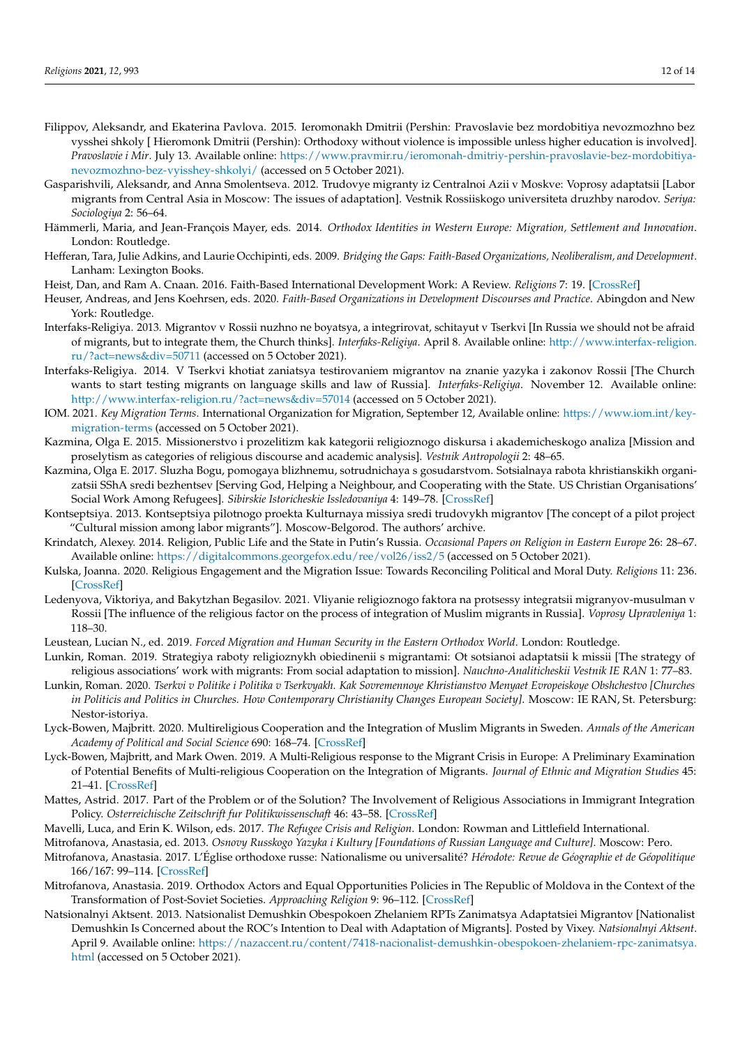Filippov, Aleksandr, and Ekaterina Pavlova. 2015. Ieromonakh Dmitrii (Pershin: Pravoslavie bez mordobitiya nevozmozhno bez vysshei shkoly [ Hieromonk Dmitrii (Pershin): Orthodoxy without violence is impossible unless higher education is involved]. *Pravoslavie i Mir*. July 13. Available online: https://www.pravmir.ru/ieromonah-dmitriy-pershin-pravoslavie-bez-mordobitiya-nevozmozhno-bez-vyisshey-shkolyi/ (accessed on 5 October 2021).

Gasparishvili, Aleksandr, and Anna Smolentseva. 2012. Trudovye migranty iz Centralnoi Azii v Moskve: Voprosy adaptatsii [Labor migrants from Central Asia in Moscow: The issues of adaptation]. Vestnik Rossiiskogo universiteta druzhby narodov. *Seriya: Sociologiya* 2: 56–64.

Hämmerli, Maria, and Jean-François Mayer, eds. 2014. *Orthodox Identities in Western Europe: Migration, Settlement and Innovation*. London: Routledge.

Hefferan, Tara, Julie Adkins, and Laurie Occhipinti, eds. 2009. *Bridging the Gaps: Faith-Based Organizations, Neoliberalism, and Development*. Lanham: Lexington Books.

Heist, Dan, and Ram A. Cnaan. 2016. Faith-Based International Development Work: A Review. *Religions* 7: 19. [CrossRef]

Heuser, Andreas, and Jens Koehrsen, eds. 2020. *Faith-Based Organizations in Development Discourses and Practice*. Abingdon and New York: Routledge.

Interfaks-Religiya. 2013. Migrantov v Rossii nuzhno ne boyatsya, a integrirovat, schitayut v Tserkvi [In Russia we should not be afraid of migrants, but to integrate them, the Church thinks]. *Interfaks-Religiya*. April 8. Available online: http://www.interfax-religion.ru/?act=news&div=50711 (accessed on 5 October 2021).

Interfaks-Religiya. 2014. V Tserkvi khotiat zaniatsya testirovaniem migrantov na znanie yazyka i zakonov Rossii [The Church wants to start testing migrants on language skills and law of Russia]. *Interfaks-Religiya*. November 12. Available online: http://www.interfax-religion.ru/?act=news&div=57014 (accessed on 5 October 2021).

IOM. 2021. *Key Migration Terms*. International Organization for Migration, September 12, Available online: https://www.iom.int/key-migration-terms (accessed on 5 October 2021).

Kazmina, Olga E. 2015. Missionerstvo i prozelitizm kak kategorii religioznogo diskursa i akademicheskogo analiza [Mission and proselytism as categories of religious discourse and academic analysis]. *Vestnik Antropologii* 2: 48–65.

Kazmina, Olga E. 2017. Sluzha Bogu, pomogaya blizhnemu, sotrudnichaya s gosudarstvom. Sotsialnaya rabota khristianskikh organizatsii SShA sredi bezhentsev [Serving God, Helping a Neighbour, and Cooperating with the State. US Christian Organisations' Social Work Among Refugees]. *Sibirskie Istoricheskie Issledovaniya* 4: 149–78. [CrossRef]

Kontseptsiya. 2013. Kontseptsiya pilotnogo proekta Kulturnaya missiya sredi trudovykh migrantov [The concept of a pilot project "Cultural mission among labor migrants"]. Moscow-Belgorod. The authors' archive.

Krindatch, Alexey. 2014. Religion, Public Life and the State in Putin's Russia. *Occasional Papers on Religion in Eastern Europe* 26: 28–67. Available online: https://digitalcommons.georgefox.edu/ree/vol26/iss2/5 (accessed on 5 October 2021).

Kulska, Joanna. 2020. Religious Engagement and the Migration Issue: Towards Reconciling Political and Moral Duty. *Religions* 11: 236. [CrossRef]

Ledenyova, Viktoriya, and Bakytzhan Begasilov. 2021. Vliyanie religioznogo faktora na protsessy integratsii migranyov-musulman v Rossii [The influence of the religious factor on the process of integration of Muslim migrants in Russia]. *Voprosy Upravleniya* 1: 118–30.

Leustean, Lucian N., ed. 2019. *Forced Migration and Human Security in the Eastern Orthodox World*. London: Routledge.

Lunkin, Roman. 2019. Strategiya raboty religioznykh obiedinenii s migrantami: Ot sotsianoi adaptatsii k missii [The strategy of religious associations' work with migrants: From social adaptation to mission]. *Nauchno-Analiticheskii Vestnik IE RAN* 1: 77–83.

Lunkin, Roman. 2020. *Tserkvi v Politike i Politika v Tserkvyakh. Kak Sovremennoye Khristianstvo Menyaet Evropeiskoye Obshchestvo [Churches in Politicis and Politics in Churches. How Contemporary Christianity Changes European Society]*. Moscow: IE RAN, St. Petersburg: Nestor-istoriya.

Lyck-Bowen, Majbritt. 2020. Multireligious Cooperation and the Integration of Muslim Migrants in Sweden. *Annals of the American Academy of Political and Social Science* 690: 168–74. [CrossRef]

Lyck-Bowen, Majbritt, and Mark Owen. 2019. A Multi-Religious response to the Migrant Crisis in Europe: A Preliminary Examination of Potential Benefits of Multi-religious Cooperation on the Integration of Migrants. *Journal of Ethnic and Migration Studies* 45: 21–41. [CrossRef]

Mattes, Astrid. 2017. Part of the Problem or of the Solution? The Involvement of Religious Associations in Immigrant Integration Policy. *Osterreichische Zeitschrift fur Politikwissenschaft* 46: 43–58. [CrossRef]

Mavelli, Luca, and Erin K. Wilson, eds. 2017. *The Refugee Crisis and Religion*. London: Rowman and Littlefield International.

Mitrofanova, Anastasia, ed. 2013. *Osnovy Russkogo Yazyka i Kultury [Foundations of Russian Language and Culture]*. Moscow: Pero.

Mitrofanova, Anastasia. 2017. L'Église orthodoxe russe: Nationalisme ou universalité? *Hérodote: Revue de Géographie et de Géopolitique* 166/167: 99–114. [CrossRef]

Mitrofanova, Anastasia. 2019. Orthodox Actors and Equal Opportunities Policies in The Republic of Moldova in the Context of the Transformation of Post-Soviet Societies. *Approaching Religion* 9: 96–112. [CrossRef]

Natsionalnyi Aktsent. 2013. Natsionalist Demushkin Obespokoen Zhelaniem RPTs Zanimatsya Adaptatsiei Migrantov [Nationalist Demushkin Is Concerned about the ROC's Intention to Deal with Adaptation of Migrants]. Posted by Vixey. *Natsionalnyi Aktsent*. April 9. Available online: https://nazaccent.ru/content/7418-nacionalist-demushkin-obespokoen-zhelaniem-rpc-zanimatsya.html (accessed on 5 October 2021).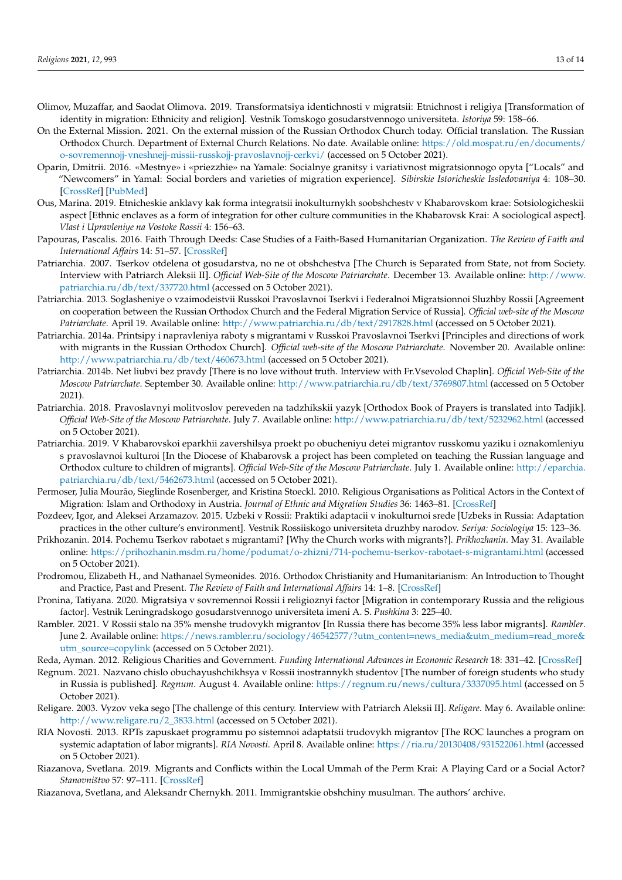Olimov, Muzaffar, and Saodat Olimova. 2019. Transformatsiya identichnosti v migratsii: Etnichnost i religiya [Transformation of identity in migration: Ethnicity and religion]. Vestnik Tomskogo gosudarstvennogo universiteta. *Istoriya* 59: 158–66.

On the External Mission. 2021. On the external mission of the Russian Orthodox Church today. Official translation. The Russian Orthodox Church. Department of External Church Relations. No date. Available online: https://old.mospat.ru/en/documents/o-sovremennojj-vneshnejj-missii-russkojj-pravoslavnojj-cerkvi/ (accessed on 5 October 2021).

Oparin, Dmitrii. 2016. «Mestnye» i «priezzhie» na Yamale: Socialnye granitsy i variativnost migratsionnogo opyta ["Locals" and "Newcomers" in Yamal: Social borders and varieties of migration experience]. *Sibirskie Istoricheskie Issledovaniya* 4: 108–30. [CrossRef] [PubMed]

Ous, Marina. 2019. Etnicheskie anklavy kak forma integratsii inokulturnykh soobshchestv v Khabarovskom krae: Sotsiologicheskii aspect [Ethnic enclaves as a form of integration for other culture communities in the Khabarovsk Krai: A sociological aspect]. *Vlast i Upravleniye na Vostoke Rossii* 4: 156–63.

Papouras, Pascalis. 2016. Faith Through Deeds: Case Studies of a Faith-Based Humanitarian Organization. *The Review of Faith and International Affairs* 14: 51–57. [CrossRef]

Patriarchia. 2007. Tserkov otdelena ot gosudarstva, no ne ot obshchestva [The Church is Separated from State, not from Society. Interview with Patriarch Aleksii II]. *Official Web-Site of the Moscow Patriarchate*. December 13. Available online: http://www.patriarchia.ru/db/text/337720.html (accessed on 5 October 2021).

Patriarchia. 2013. Soglasheniye o vzaimodeistvii Russkoi Pravoslavnoi Tserkvi i Federalnoi Migratsionnoi Sluzhby Rossii [Agreement on cooperation between the Russian Orthodox Church and the Federal Migration Service of Russia]. *Official web-site of the Moscow Patriarchate*. April 19. Available online: http://www.patriarchia.ru/db/text/2917828.html (accessed on 5 October 2021).

Patriarchia. 2014a. Printsipy i napravleniya raboty s migrantami v Russkoi Pravoslavnoi Tserkvi [Principles and directions of work with migrants in the Russian Orthodox Church]. *Official web-site of the Moscow Patriarchate*. November 20. Available online: http://www.patriarchia.ru/db/text/460673.html (accessed on 5 October 2021).

Patriarchia. 2014b. Net liubvi bez pravdy [There is no love without truth. Interview with Fr.Vsevolod Chaplin]. *Official Web-Site of the Moscow Patriarchate*. September 30. Available online: http://www.patriarchia.ru/db/text/3769807.html (accessed on 5 October 2021).

Patriarchia. 2018. Pravoslavnyi molitvoslov pereveden na tadzhikskii yazyk [Orthodox Book of Prayers is translated into Tadjik]. *Official Web-Site of the Moscow Patriarchate*. July 7. Available online: http://www.patriarchia.ru/db/text/5232962.html (accessed on 5 October 2021).

Patriarchia. 2019. V Khabarovskoi eparkhii zavershilsya proekt po obucheniyu detei migrantov russkomu yaziku i oznakomleniyu s pravoslavnoi kulturoi [In the Diocese of Khabarovsk a project has been completed on teaching the Russian language and Orthodox culture to children of migrants]. *Official Web-Site of the Moscow Patriarchate*. July 1. Available online: http://eparchia.patriarchia.ru/db/text/5462673.html (accessed on 5 October 2021).

Permoser, Julia Mourão, Sieglinde Rosenberger, and Kristina Stoeckl. 2010. Religious Organisations as Political Actors in the Context of Migration: Islam and Orthodoxy in Austria. *Journal of Ethnic and Migration Studies* 36: 1463–81. [CrossRef]

Pozdeev, Igor, and Aleksei Arzamazov. 2015. Uzbeki v Rossii: Praktiki adaptacii v inokulturnoi srede [Uzbeks in Russia: Adaptation practices in the other culture's environment]. Vestnik Rossiiskogo universiteta druzhby narodov. *Seriya: Sociologiya* 15: 123–36.

Prikhozanin. 2014. Pochemu Tserkov rabotaet s migrantami? [Why the Church works with migrants?]. *Prikhozhanin*. May 31. Available online: https://prihozhanin.msdm.ru/home/podumat/o-zhizni/714-pochemu-tserkov-rabotaet-s-migrantami.html (accessed on 5 October 2021).

Prodromou, Elizabeth H., and Nathanael Symeonides. 2016. Orthodox Christianity and Humanitarianism: An Introduction to Thought and Practice, Past and Present. *The Review of Faith and International Affairs* 14: 1–8. [CrossRef]

Pronina, Tatiyana. 2020. Migratsiya v sovremennoi Rossii i religioznyi factor [Migration in contemporary Russia and the religious factor]. Vestnik Leningradskogo gosudarstvennogo universiteta imeni A. S. *Pushkina* 3: 225–40.

Rambler. 2021. V Rossii stalo na 35% menshe trudovykh migrantov [In Russia there has become 35% less labor migrants]. *Rambler*. June 2. Available online: https://news.rambler.ru/sociology/46542577/?utm_content=news_media&utm_medium=read_more&utm_source=copylink (accessed on 5 October 2021).

Reda, Ayman. 2012. Religious Charities and Government. *Funding International Advances in Economic Research* 18: 331–42. [CrossRef]

Regnum. 2021. Nazvano chislo obuchayushchikhsya v Rossii inostrannykh studentov [The number of foreign students who study in Russia is published]. *Regnum*. August 4. Available online: https://regnum.ru/news/cultura/3337095.html (accessed on 5 October 2021).

Religare. 2003. Vyzov veka sego [The challenge of this century. Interview with Patriarch Aleksii II]. *Religare*. May 6. Available online: http://www.religare.ru/2_3833.html (accessed on 5 October 2021).

RIA Novosti. 2013. RPTs zapuskaet programmu po sistemnoi adaptatsii trudovykh migrantov [The ROC launches a program on systemic adaptation of labor migrants]. *RIA Novosti*. April 8. Available online: https://ria.ru/20130408/931522061.html (accessed on 5 October 2021).

Riazanova, Svetlana. 2019. Migrants and Conflicts within the Local Ummah of the Perm Krai: A Playing Card or a Social Actor? *Stanovništvo* 57: 97–111. [CrossRef]

Riazanova, Svetlana, and Aleksandr Chernykh. 2011. Immigrantskie obshchiny musulman. The authors' archive.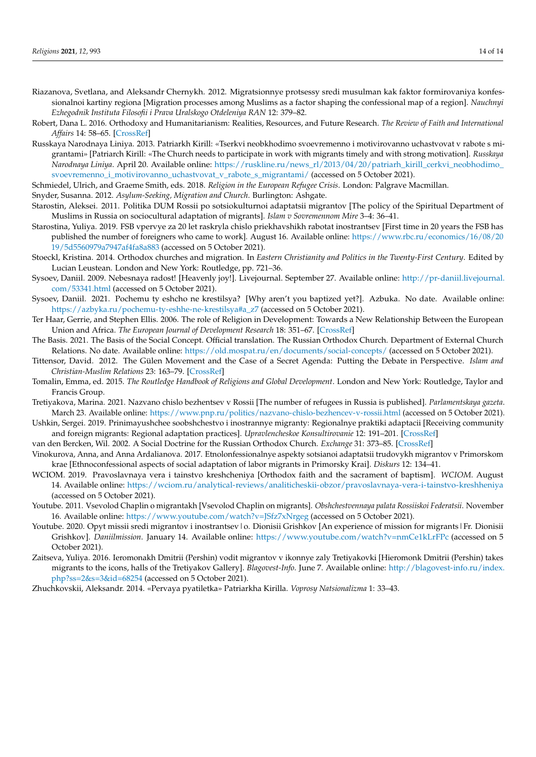Riazanova, Svetlana, and Aleksandr Chernykh. 2012. Migratsionnye protsessy sredi musulman kak faktor formirovaniya konfessionalnoi kartiny regiona [Migration processes among Muslims as a factor shaping the confessional map of a region]. *Nauchnyi Ezhegodnik Instituta Filosofii i Prava Uralskogo Otdeleniya RAN* 12: 379–82.

Robert, Dana L. 2016. Orthodoxy and Humanitarianism: Realities, Resources, and Future Research. *The Review of Faith and International Affairs* 14: 58–65. [CrossRef]

Russkaya Narodnaya Liniya. 2013. Patriarkh Kirill: «Tserkvi neobkhodimo svoevremenno i motivirovanno uchastvovat v rabote s migrantami» [Patriarch Kirill: «The Church needs to participate in work with migrants timely and with strong motivation]. *Russkaya Narodnaya Liniya*. April 20. Available online: https://ruskline.ru/news_rl/2013/04/20/patriarh_kirill_cerkvi_neobhodimo_svoevremenno_i_motivirovanno_uchastvovat_v_rabote_s_migrantami/ (accessed on 5 October 2021).

Schmiedel, Ulrich, and Graeme Smith, eds. 2018. *Religion in the European Refugee Crisis*. London: Palgrave Macmillan.

Snyder, Susanna. 2012. *Asylum-Seeking, Migration and Church*. Burlington: Ashgate.

Starostin, Aleksei. 2011. Politika DUM Rossii po sotsiokulturnoi adaptatsii migrantov [The policy of the Spiritual Department of Muslims in Russia on sociocultural adaptation of migrants]. *Islam v Sovremennom Mire* 3–4: 36–41.

Starostina, Yuliya. 2019. FSB vpervye za 20 let raskryla chislo priekhavshikh rabotat inostrantsev [First time in 20 years the FSB has published the number of foreigners who came to work]. August 16. Available online: https://www.rbc.ru/economics/16/08/2019/5d5560979a7947af4fa8a883 (accessed on 5 October 2021).

Stoeckl, Kristina. 2014. Orthodox churches and migration. In *Eastern Christianity and Politics in the Twenty-First Century*. Edited by Lucian Leustean. London and New York: Routledge, pp. 721–36.

Sysoev, Daniil. 2009. Nebesnaya radost! [Heavenly joy!]. Livejournal. September 27. Available online: http://pr-daniil.livejournal.com/53341.html (accessed on 5 October 2021).

Sysoev, Daniil. 2021. Pochemu ty eshcho ne krestilsya? [Why aren't you baptized yet?]. Azbuka. No date. Available online: https://azbyka.ru/pochemu-ty-eshhe-ne-krestilsya#a_z7 (accessed on 5 October 2021).

Ter Haar, Gerrie, and Stephen Ellis. 2006. The role of Religion in Development: Towards a New Relationship Between the European Union and Africa. *The European Journal of Development Research* 18: 351–67. [CrossRef]

The Basis. 2021. The Basis of the Social Concept. Official translation. The Russian Orthodox Church. Department of External Church Relations. No date. Available online: https://old.mospat.ru/en/documents/social-concepts/ (accessed on 5 October 2021).

Tittensor, David. 2012. The Gülen Movement and the Case of a Secret Agenda: Putting the Debate in Perspective. *Islam and Christian-Muslim Relations* 23: 163–79. [CrossRef]

Tomalin, Emma, ed. 2015. *The Routledge Handbook of Religions and Global Development*. London and New York: Routledge, Taylor and Francis Group.

Tretiyakova, Marina. 2021. Nazvano chislo bezhentsev v Rossii [The number of refugees in Russia is published]. *Parlamentskaya gazeta*. March 23. Available online: https://www.pnp.ru/politics/nazvano-chislo-bezhencev-v-rossii.html (accessed on 5 October 2021).

Ushkin, Sergei. 2019. Prinimayushchee soobshchestvo i inostrannye migranty: Regionalnye praktiki adaptacii [Receiving community and foreign migrants: Regional adaptation practices]. *Upravlencheskoe Konsultirovanie* 12: 191–201. [CrossRef]

van den Bercken, Wil. 2002. A Social Doctrine for the Russian Orthodox Church. *Exchange* 31: 373–85. [CrossRef]

Vinokurova, Anna, and Anna Ardalianova. 2017. Etnolonfessionalnye aspekty sotsianoi adaptatsii trudovykh migrantov v Primorskom krae [Ethnoconfessional aspects of social adaptation of labor migrants in Primorsky Krai]. *Diskurs* 12: 134–41.

WCIOM. 2019. Pravoslavnaya vera i tainstvo kreshcheniya [Orthodox faith and the sacrament of baptism]. *WCIOM*. August 14. Available online: https://wciom.ru/analytical-reviews/analiticheskii-obzor/pravoslavnaya-vera-i-tainstvo-kreshheniya (accessed on 5 October 2021).

Youtube. 2011. Vsevolod Chaplin o migrantakh [Vsevolod Chaplin on migrants]. *Obshchestvennaya palata Rossiiskoi Federatsii*. November 16. Available online: https://www.youtube.com/watch?v=JSfz7xNrgeg (accessed on 5 October 2021).

Youtube. 2020. Opyt missii sredi migrantov i inostrantsev | o. Dionisii Grishkov [An experience of mission for migrants | Fr. Dionisii Grishkov]. *Daniilmission*. January 14. Available online: https://www.youtube.com/watch?v=nmCe1kLrFPc (accessed on 5 October 2021).

Zaitseva, Yuliya. 2016. Ieromonakh Dmitrii (Pershin) vodit migrantov v ikonnye zaly Tretiyakovki [Hieromonk Dmitrii (Pershin) takes migrants to the icons, halls of the Tretiyakov Gallery]. *Blagovest-Info*. June 7. Available online: http://blagovest-info.ru/index.php?ss=2&s=3&id=68254 (accessed on 5 October 2021).

Zhuchkovskii, Aleksandr. 2014. «Pervaya pyatiletka» Patriarkha Kirilla. *Voprosy Natsionalizma* 1: 33–43.